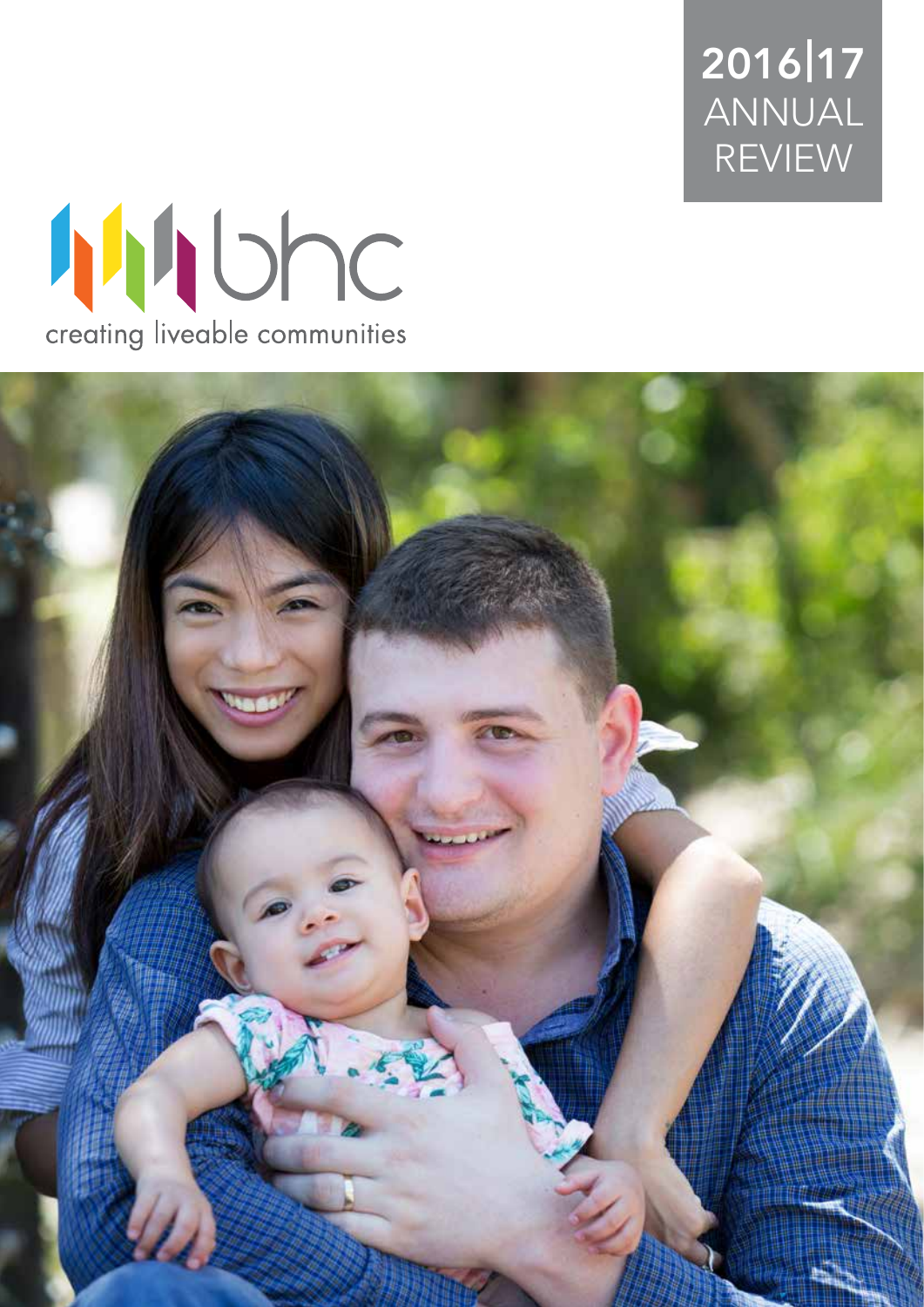# 2016|17 ANNUAL REVIEW

bhc

creating liveable communities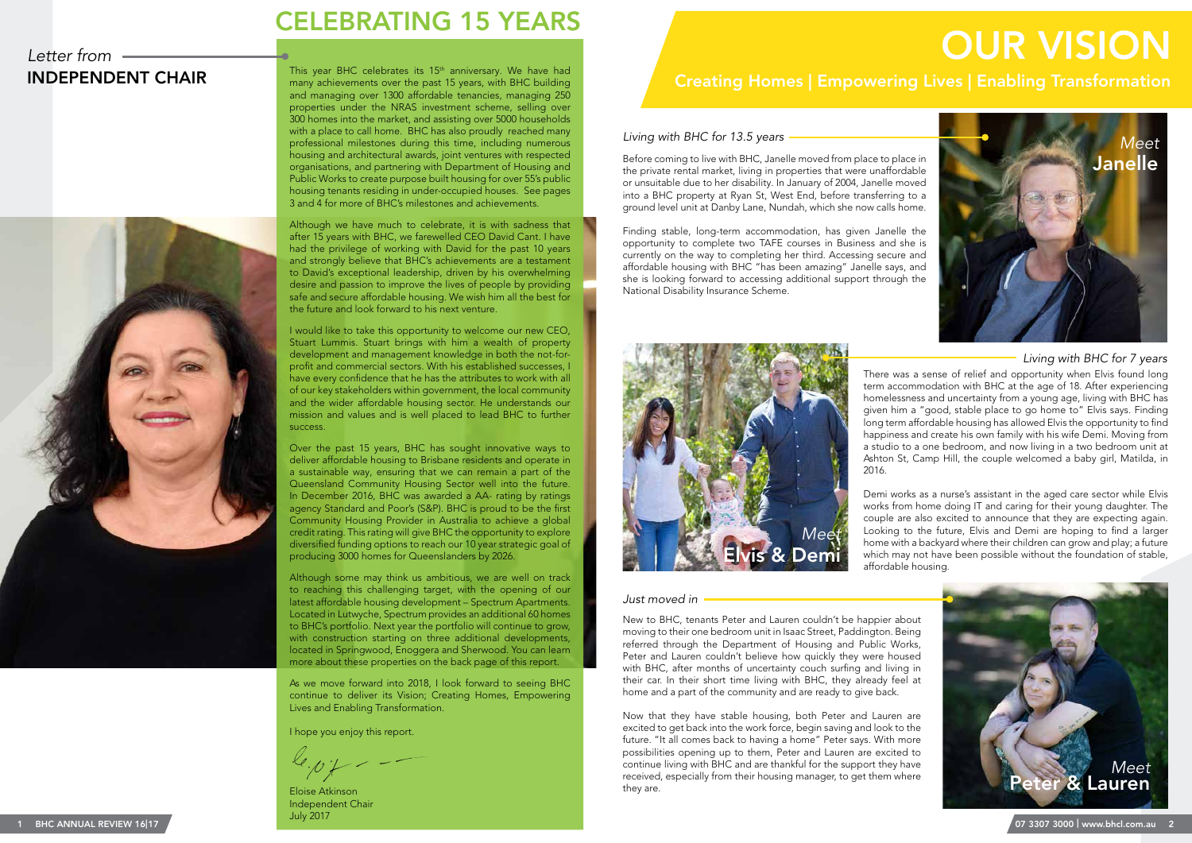*Letter from*
## INDEPENDENT CHAIR

# CELEBRATING 15 YEARS

This year BHC celebrates its 15th anniversary. We have had many achievements over the past 15 years, with BHC building and managing over 1300 affordable tenancies, managing 250 properties under the NRAS investment scheme, selling over 300 homes into the market, and assisting over 5000 households with a place to call home. BHC has also proudly reached many professional milestones during this time, including numerous housing and architectural awards, joint ventures with respected organisations, and partnering with Department of Housing and Public Works to create purpose built housing for over 55's public housing tenants residing in under-occupied houses. See pages 3 and 4 for more of BHC's milestones and achievements.

Although we have much to celebrate, it is with sadness that after 15 years with BHC, we farewelled CEO David Cant. I have had the privilege of working with David for the past 10 years and strongly believe that BHC's achievements are a testament to David's exceptional leadership, driven by his overwhelming desire and passion to improve the lives of people by providing safe and secure affordable housing. We wish him all the best for the future and look forward to his next venture.

I would like to take this opportunity to welcome our new CEO, Stuart Lummis. Stuart brings with him a wealth of property development and management knowledge in both the not-for-profit and commercial sectors. With his established successes, I have every confidence that he has the attributes to work with all of our key stakeholders within government, the local community and the wider affordable housing sector. He understands our mission and values and is well placed to lead BHC to further success.

Over the past 15 years, BHC has sought innovative ways to deliver affordable housing to Brisbane residents and operate in a sustainable way, ensuring that we can remain a part of the Queensland Community Housing Sector well into the future. In December 2016, BHC was awarded a AA- rating by ratings agency Standard and Poor's (S&P). BHC is proud to be the first Community Housing Provider in Australia to achieve a global credit rating. This rating will give BHC the opportunity to explore diversified funding options to reach our 10 year strategic goal of producing 3000 homes for Queenslanders by 2026.

Although some may think us ambitious, we are well on track to reaching this challenging target, with the opening of our latest affordable housing development – Spectrum Apartments. Located in Lutwyche, Spectrum provides an additional 60 homes to BHC's portfolio. Next year the portfolio will continue to grow, with construction starting on three additional developments, located in Springwood, Enoggera and Sherwood. You can learn more about these properties on the back page of this report.

As we move forward into 2018, I look forward to seeing BHC continue to deliver its Vision; Creating Homes, Empowering Lives and Enabling Transformation.

I hope you enjoy this report.

Eloise Atkinson
Independent Chair
July 2017

# OUR VISION

## Creating Homes | Empowering Lives | Enabling Transformation

### *Meet* Janelle

*Living with BHC for 13.5 years*

Before coming to live with BHC, Janelle moved from place to place in the private rental market, living in properties that were unaffordable or unsuitable due to her disability. In January of 2004, Janelle moved into a BHC property at Ryan St, West End, before transferring to a ground level unit at Danby Lane, Nundah, which she now calls home.

Finding stable, long-term accommodation, has given Janelle the opportunity to complete two TAFE courses in Business and she is currently on the way to completing her third. Accessing secure and affordable housing with BHC "has been amazing" Janelle says, and she is looking forward to accessing additional support through the National Disability Insurance Scheme.

### *Meet* Elvis & Demi

*Living with BHC for 7 years*

There was a sense of relief and opportunity when Elvis found long term accommodation with BHC at the age of 18. After experiencing homelessness and uncertainty from a young age, living with BHC has given him a "good, stable place to go home to" Elvis says. Finding long term affordable housing has allowed Elvis the opportunity to find happiness and create his own family with his wife Demi. Moving from a studio to a one bedroom, and now living in a two bedroom unit at Ashton St, Camp Hill, the couple welcomed a baby girl, Matilda, in 2016.

Demi works as a nurse's assistant in the aged care sector while Elvis works from home doing IT and caring for their young daughter. The couple are also excited to announce that they are expecting again. Looking to the future, Elvis and Demi are hoping to find a larger home with a backyard where their children can grow and play; a future which may not have been possible without the foundation of stable, affordable housing.

### *Meet* Peter & Lauren

*Just moved in*

New to BHC, tenants Peter and Lauren couldn't be happier about moving to their one bedroom unit in Isaac Street, Paddington. Being referred through the Department of Housing and Public Works, Peter and Lauren couldn't believe how quickly they were housed with BHC, after months of uncertainty couch surfing and living in their car. In their short time living with BHC, they already feel at home and a part of the community and are ready to give back.

Now that they have stable housing, both Peter and Lauren are excited to get back into the work force, begin saving and look to the future. "It all comes back to having a home" Peter says. With more possibilities opening up to them, Peter and Lauren are excited to continue living with BHC and are thankful for the support they have received, especially from their housing manager, to get them where they are.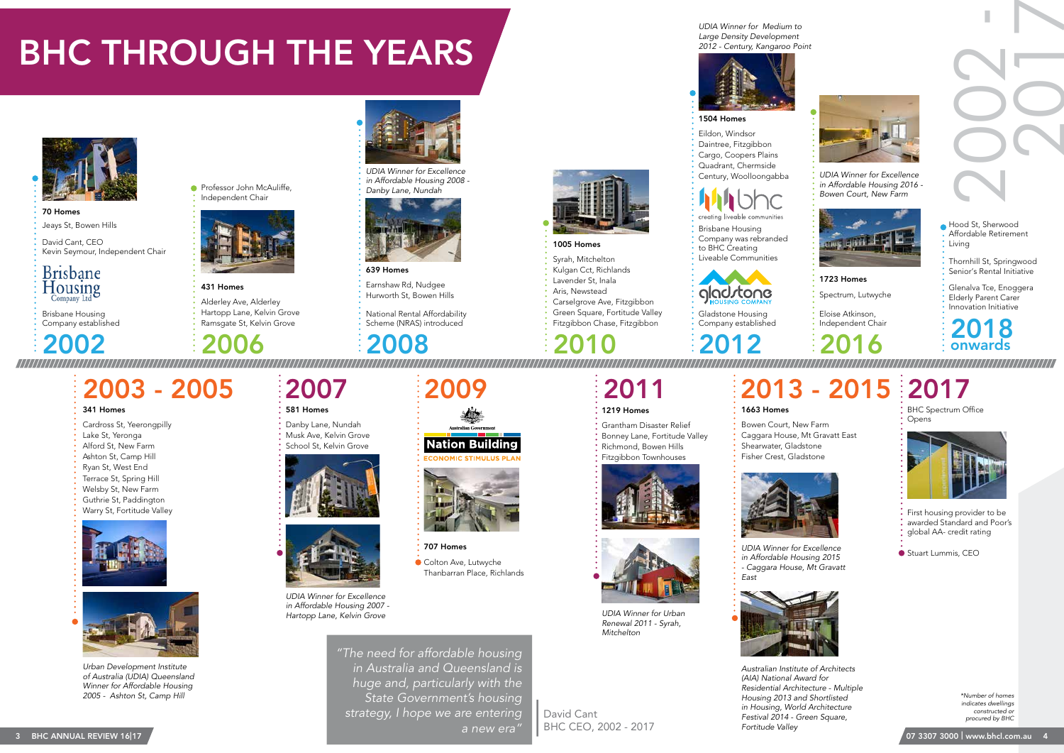# BHC THROUGH THE YEARS

## 2002 - 2017

### 2002

**70 Homes**

Jeays St, Bowen Hills

David Cant, CEO
Kevin Seymour, Independent Chair

Brisbane Housing Company Ltd

Brisbane Housing Company established

### 2003 - 2005

**341 Homes**

Cardross St, Yeerongpilly
Lake St, Yeronga
Alford St, New Farm
Ashton St, Camp Hill
Ryan St, West End
Terrace St, Spring Hill
Welsby St, New Farm
Guthrie St, Paddington
Warry St, Fortitude Valley

*Urban Development Institute of Australia (UDIA) Queensland Winner for Affordable Housing 2005 - Ashton St, Camp Hill*

### 2006

Professor John McAuliffe, Independent Chair

**431 Homes**

Alderley Ave, Alderley
Hartopp Lane, Kelvin Grove
Ramsgate St, Kelvin Grove

### 2007

**581 Homes**

Danby Lane, Nundah
Musk Ave, Kelvin Grove
School St, Kelvin Grove

*UDIA Winner for Excellence in Affordable Housing 2007 - Hartopp Lane, Kelvin Grove*

### 2008

*UDIA Winner for Excellence in Affordable Housing 2008 - Danby Lane, Nundah*

**639 Homes**

Earnshaw Rd, Nudgee
Hurworth St, Bowen Hills

National Rental Affordability Scheme (NRAS) introduced

### 2009

Australian Government
Nation Building
ECONOMIC STIMULUS PLAN

**707 Homes**

Colton Ave, Lutwyche
Thanbarran Place, Richlands

### 2010

**1005 Homes**

Syrah, Mitchelton
Kulgan Cct, Richlands
Lavender St, Inala
Aris, Newstead
Carselgrove Ave, Fitzgibbon
Green Square, Fortitude Valley
Fitzgibbon Chase, Fitzgibbon

### 2011

**1219 Homes**

Grantham Disaster Relief
Bonney Lane, Fortitude Valley
Richmond, Bowen Hills
Fitzgibbon Townhouses

*UDIA Winner for Urban Renewal 2011 - Syrah, Mitchelton*

### 2012

*UDIA Winner for Medium to Large Density Development 2012 - Century, Kangaroo Point*

**1504 Homes**

Eildon, Windsor
Daintree, Fitzgibbon
Cargo, Coopers Plains
Quadrant, Chermside
Century, Woolloongabba

bhc creating liveable communities

Brisbane Housing Company was rebranded to BHC Creating Liveable Communities

gladstone HOUSING COMPANY

Gladstone Housing Company established

### 2013 - 2015

**1663 Homes**

Bowen Court, New Farm
Caggara House, Mt Gravatt East
Shearwater, Gladstone
Fisher Crest, Gladstone

*UDIA Winner for Excellence in Affordable Housing 2015 - Caggara House, Mt Gravatt East*

*Australian Institute of Architects (AIA) National Award for Residential Architecture - Multiple Housing 2013 and Shortlisted in Housing, World Architecture Festival 2014 - Green Square, Fortitude Valley*

### 2016

*UDIA Winner for Excellence in Affordable Housing 2016 - Bowen Court, New Farm*

**1723 Homes**

Spectrum, Lutwyche

Eloise Atkinson, Independent Chair

### 2017

BHC Spectrum Office Opens

First housing provider to be awarded Standard and Poor's global AA- credit rating

Stuart Lummis, CEO

### 2018 onwards

Hood St, Sherwood Affordable Retirement Living

Thornhill St, Springwood Senior's Rental Initiative

Glenalva Tce, Enoggera Elderly Parent Carer Innovation Initiative

*"The need for affordable housing in Australia and Queensland is huge and, particularly with the State Government's housing strategy, I hope we are entering a new era"*

David Cant
BHC CEO, 2002 - 2017

*\*Number of homes indicates dwellings constructed or procured by BHC*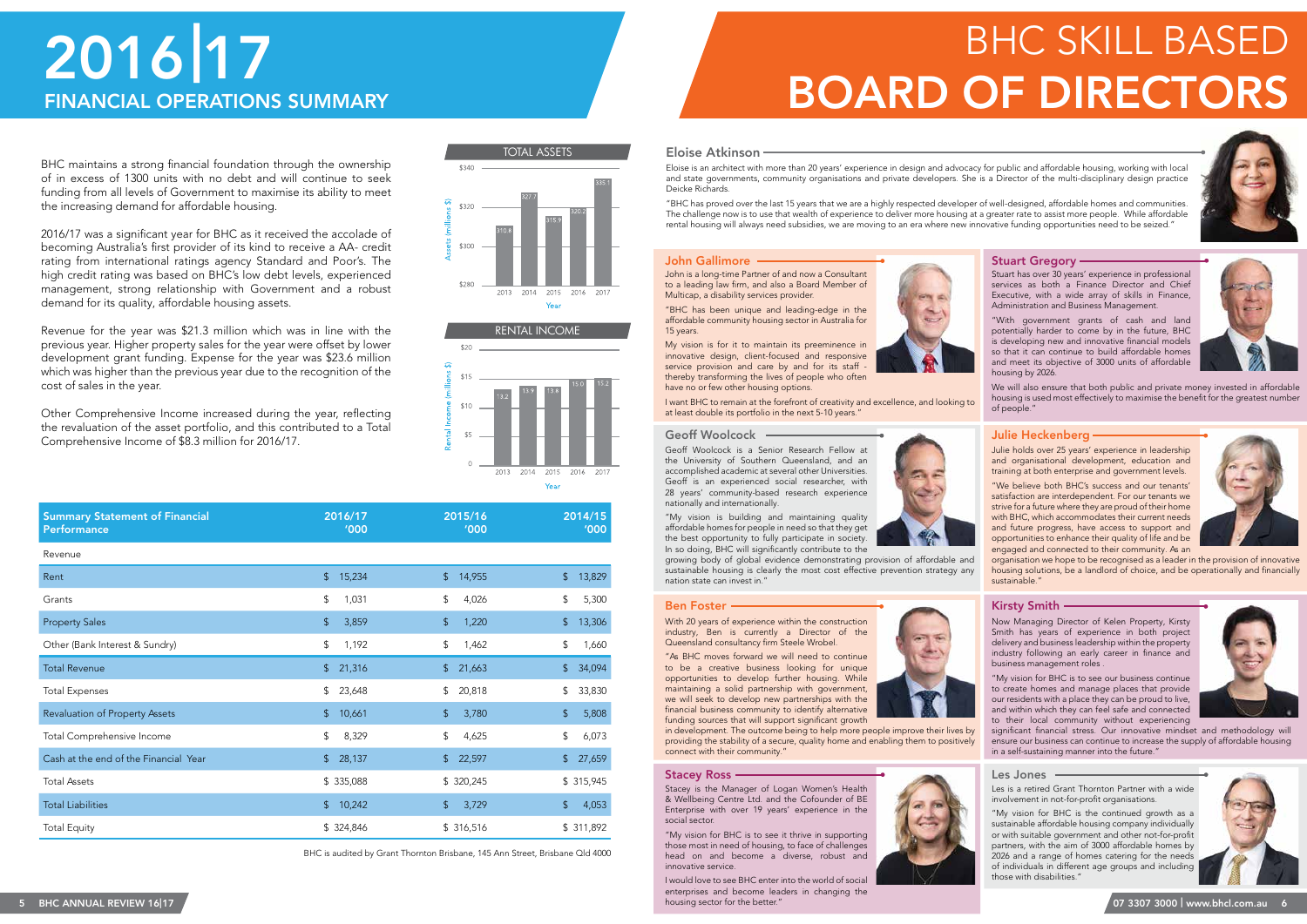# 2016|17 FINANCIAL OPERATIONS SUMMARY

BHC maintains a strong financial foundation through the ownership of in excess of 1300 units with no debt and will continue to seek funding from all levels of Government to maximise its ability to meet the increasing demand for affordable housing.

2016/17 was a significant year for BHC as it received the accolade of becoming Australia's first provider of its kind to receive a AA- credit rating from international ratings agency Standard and Poor's. The high credit rating was based on BHC's low debt levels, experienced management, strong relationship with Government and a robust demand for its quality, affordable housing assets.

Revenue for the year was $21.3 million which was in line with the previous year. Higher property sales for the year were offset by lower development grant funding. Expense for the year was $23.6 million which was higher than the previous year due to the recognition of the cost of sales in the year.

Other Comprehensive Income increased during the year, reflecting the revaluation of the asset portfolio, and this contributed to a Total Comprehensive Income of $8.3 million for 2016/17.

**TOTAL ASSETS**

| Year | Assets (millions $) |
|---|---|
| 2013 | 310.8 |
| 2014 | 327.7 |
| 2015 | 315.9 |
| 2016 | 320.2 |
| 2017 | 335.1 |

**RENTAL INCOME**

| Year | Rental Income (millions $) |
|---|---|
| 2013 | 13.2 |
| 2014 | 13.9 |
| 2015 | 13.8 |
| 2016 | 15.0 |
| 2017 | 15.2 |

| Summary Statement of Financial Performance | 2016/17 '000 | 2015/16 '000 | 2014/15 '000 |
|---|---|---|---|
| Revenue | | | |
| Rent | $ 15,234 | $ 14,955 | $ 13,829 |
| Grants | $ 1,031 | $ 4,026 | $ 5,300 |
| Property Sales | $ 3,859 | $ 1,220 | $ 13,306 |
| Other (Bank Interest & Sundry) | $ 1,192 | $ 1,462 | $ 1,660 |
| Total Revenue | $ 21,316 | $ 21,663 | $ 34,094 |
| Total Expenses | $ 23,648 | $ 20,818 | $ 33,830 |
| Revaluation of Property Assets | $ 10,661 | $ 3,780 | $ 5,808 |
| Total Comprehensive Income | $ 8,329 | $ 4,625 | $ 6,073 |
| Cash at the end of the Financial Year | $ 28,137 | $ 22,597 | $ 27,659 |
| Total Assets | $ 335,088 | $ 320,245 | $ 315,945 |
| Total Liabilities | $ 10,242 | $ 3,729 | $ 4,053 |
| Total Equity | $ 324,846 | $ 316,516 | $ 311,892 |

BHC is audited by Grant Thornton Brisbane, 145 Ann Street, Brisbane Qld 4000

# BHC SKILL BASED BOARD OF DIRECTORS

### Eloise Atkinson

Eloise is an architect with more than 20 years' experience in design and advocacy for public and affordable housing, working with local and state governments, community organisations and private developers. She is a Director of the multi-disciplinary design practice Deicke Richards.

"BHC has proved over the last 15 years that we are a highly respected developer of well-designed, affordable homes and communities. The challenge now is to use that wealth of experience to deliver more housing at a greater rate to assist more people. While affordable rental housing will always need subsidies, we are moving to an era where new innovative funding opportunities need to be seized."

### John Gallimore

John is a long-time Partner of and now a Consultant to a leading law firm, and also a Board Member of Multicap, a disability services provider.

"BHC has been unique and leading-edge in the affordable community housing sector in Australia for 15 years.

My vision is for it to maintain its preeminence in innovative design, client-focused and responsive service provision and care by and for its staff - thereby transforming the lives of people who often have no or few other housing options.

I want BHC to remain at the forefront of creativity and excellence, and looking to at least double its portfolio in the next 5-10 years."

### Stuart Gregory

Stuart has over 30 years' experience in professional services as both a Finance Director and Chief Executive, with a wide array of skills in Finance, Administration and Business Management.

"With government grants of cash and land potentially harder to come by in the future, BHC is developing new and innovative financial models so that it can continue to build affordable homes and meet its objective of 3000 units of affordable housing by 2026.

We will also ensure that both public and private money invested in affordable housing is used most effectively to maximise the benefit for the greatest number of people."

### Geoff Woolcock

Geoff Woolcock is a Senior Research Fellow at the University of Southern Queensland, and an accomplished academic at several other Universities. Geoff is an experienced social researcher, with 28 years' community-based research experience nationally and internationally.

"My vision is building and maintaining quality affordable homes for people in need so that they get the best opportunity to fully participate in society. In so doing, BHC will significantly contribute to the growing body of global evidence demonstrating provision of affordable and sustainable housing is clearly the most cost effective prevention strategy any nation state can invest in."

### Julie Heckenberg

Julie holds over 25 years' experience in leadership and organisational development, education and training at both enterprise and government levels.

"We believe both BHC's success and our tenants' satisfaction are interdependent. For our tenants we strive for a future where they are proud of their home with BHC, which accommodates their current needs and future progress, have access to support and opportunities to enhance their quality of life and be engaged and connected to their community. As an organisation we hope to be recognised as a leader in the provision of innovative housing solutions, be a landlord of choice, and be operationally and financially sustainable."

### Ben Foster

With 20 years of experience within the construction industry, Ben is currently a Director of the Queensland consultancy firm Steele Wrobel.

"As BHC moves forward we will need to continue to be a creative business looking for unique opportunities to develop further housing. While maintaining a solid partnership with government, we will seek to develop new partnerships with the financial business community to identify alternative funding sources that will support significant growth in development. The outcome being to help more people improve their lives by providing the stability of a secure, quality home and enabling them to positively connect with their community."

### Kirsty Smith

Now Managing Director of Kelen Property, Kirsty Smith has years of experience in both project delivery and business leadership within the property industry following an early career in finance and business management roles .

"My vision for BHC is to see our business continue to create homes and manage places that provide our residents with a place they can be proud to live, and within which they can feel safe and connected to their local community without experiencing significant financial stress. Our innovative mindset and methodology will ensure our business can continue to increase the supply of affordable housing in a self-sustaining manner into the future."

### Stacey Ross

Stacey is the Manager of Logan Women's Health & Wellbeing Centre Ltd. and the Cofounder of BE Enterprise with over 19 years' experience in the social sector.

"My vision for BHC is to see it thrive in supporting those most in need of housing, to face of challenges head on and become a diverse, robust and innovative service.

I would love to see BHC enter into the world of social enterprises and become leaders in changing the housing sector for the better."

### Les Jones

Les is a retired Grant Thornton Partner with a wide involvement in not-for-profit organisations.

"My vision for BHC is the continued growth as a sustainable affordable housing company individually or with suitable government and other not-for-profit partners, with the aim of 3000 affordable homes by 2026 and a range of homes catering for the needs of individuals in different age groups and including those with disabilities."

07 3307 3000 | www.bhcl.com.au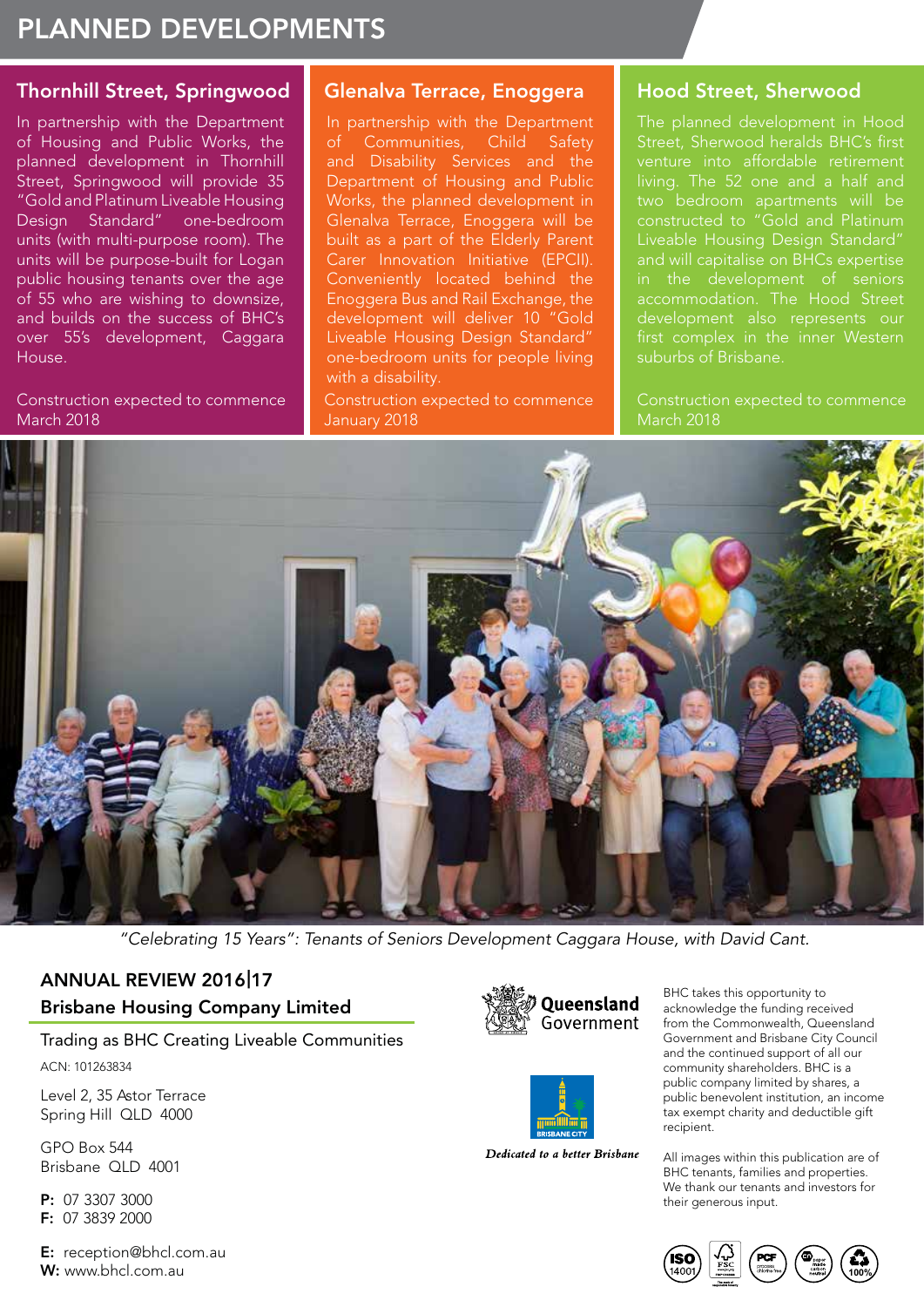# PLANNED DEVELOPMENTS

## Thornhill Street, Springwood

In partnership with the Department of Housing and Public Works, the planned development in Thornhill Street, Springwood will provide 35 "Gold and Platinum Liveable Housing Design Standard" one-bedroom units (with multi-purpose room). The units will be purpose-built for Logan public housing tenants over the age of 55 who are wishing to downsize, and builds on the success of BHC's over 55's development, Caggara House.

Construction expected to commence March 2018

## Glenalva Terrace, Enoggera

In partnership with the Department of Communities, Child Safety and Disability Services and the Department of Housing and Public Works, the planned development in Glenalva Terrace, Enoggera will be built as a part of the Elderly Parent Carer Innovation Initiative (EPCII). Conveniently located behind the Enoggera Bus and Rail Exchange, the development will deliver 10 "Gold Liveable Housing Design Standard" one-bedroom units for people living with a disability.

Construction expected to commence January 2018

## Hood Street, Sherwood

The planned development in Hood Street, Sherwood heralds BHC's first venture into affordable retirement living. The 52 one and a half and two bedroom apartments will be constructed to "Gold and Platinum Liveable Housing Design Standard" and will capitalise on BHCs expertise in the development of seniors accommodation. The Hood Street development also represents our first complex in the inner Western suburbs of Brisbane.

Construction expected to commence March 2018

*"Celebrating 15 Years": Tenants of Seniors Development Caggara House, with David Cant.*

## ANNUAL REVIEW 2016|17

### Brisbane Housing Company Limited

Trading as BHC Creating Liveable Communities

ACN: 101263834

Level 2, 35 Astor Terrace
Spring Hill QLD 4000

GPO Box 544
Brisbane QLD 4001

**P:** 07 3307 3000
**F:** 07 3839 2000

**E:** reception@bhcl.com.au
**W:** www.bhcl.com.au

Queensland Government

BRISBANE CITY

*Dedicated to a better Brisbane*

BHC takes this opportunity to acknowledge the funding received from the Commonwealth, Queensland Government and Brisbane City Council and the continued support of all our community shareholders. BHC is a public company limited by shares, a public benevolent institution, an income tax exempt charity and deductible gift recipient.

All images within this publication are of BHC tenants, families and properties. We thank our tenants and investors for their generous input.